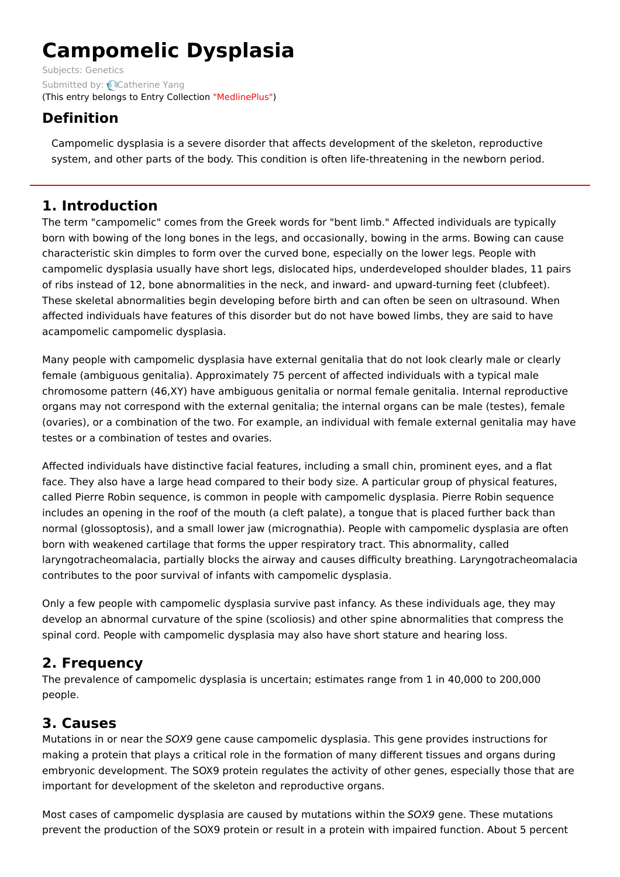# Campomelic Dysplasia

Subjects: Genetics

Submitted by: Catherine Yang

(This entry belongs to Entry Collection "MedlinePlus")

## Definition

Campomelic dysplasia is a severe disorder that affects development of the skeleton, reproductive system, and other parts of the body. This condition is often life-threatening in the newborn period.

## 1. Introduction

The term "campomelic" comes from the Greek words for "bent limb." Affected individuals are typically born with bowing of the long bones in the legs, and occasionally, bowing in the arms. Bowing can cause characteristic skin dimples to form over the curved bone, especially on the lower legs. People with campomelic dysplasia usually have short legs, dislocated hips, underdeveloped shoulder blades, 11 pairs of ribs instead of 12, bone abnormalities in the neck, and inward- and upward-turning feet (clubfeet). These skeletal abnormalities begin developing before birth and can often be seen on ultrasound. When affected individuals have features of this disorder but do not have bowed limbs, they are said to have acampomelic campomelic dysplasia.

Many people with campomelic dysplasia have external genitalia that do not look clearly male or clearly female (ambiguous genitalia). Approximately 75 percent of affected individuals with a typical male chromosome pattern (46,XY) have ambiguous genitalia or normal female genitalia. Internal reproductive organs may not correspond with the external genitalia; the internal organs can be male (testes), female (ovaries), or a combination of the two. For example, an individual with female external genitalia may have testes or a combination of testes and ovaries.

Affected individuals have distinctive facial features, including a small chin, prominent eyes, and a flat face. They also have a large head compared to their body size. A particular group of physical features, called Pierre Robin sequence, is common in people with campomelic dysplasia. Pierre Robin sequence includes an opening in the roof of the mouth (a cleft palate), a tongue that is placed further back than normal (glossoptosis), and a small lower jaw (micrognathia). People with campomelic dysplasia are often born with weakened cartilage that forms the upper respiratory tract. This abnormality, called laryngotracheomalacia, partially blocks the airway and causes difficulty breathing. Laryngotracheomalacia contributes to the poor survival of infants with campomelic dysplasia.

Only a few people with campomelic dysplasia survive past infancy. As these individuals age, they may develop an abnormal curvature of the spine (scoliosis) and other spine abnormalities that compress the spinal cord. People with campomelic dysplasia may also have short stature and hearing loss.

## 2. Frequency

The prevalence of campomelic dysplasia is uncertain; estimates range from 1 in 40,000 to 200,000 people.

## 3. Causes

Mutations in or near the *SOX9* gene cause campomelic dysplasia. This gene provides instructions for making a protein that plays a critical role in the formation of many different tissues and organs during embryonic development. The SOX9 protein regulates the activity of other genes, especially those that are important for development of the skeleton and reproductive organs.

Most cases of campomelic dysplasia are caused by mutations within the *SOX9* gene. These mutations prevent the production of the SOX9 protein or result in a protein with impaired function. About 5 percent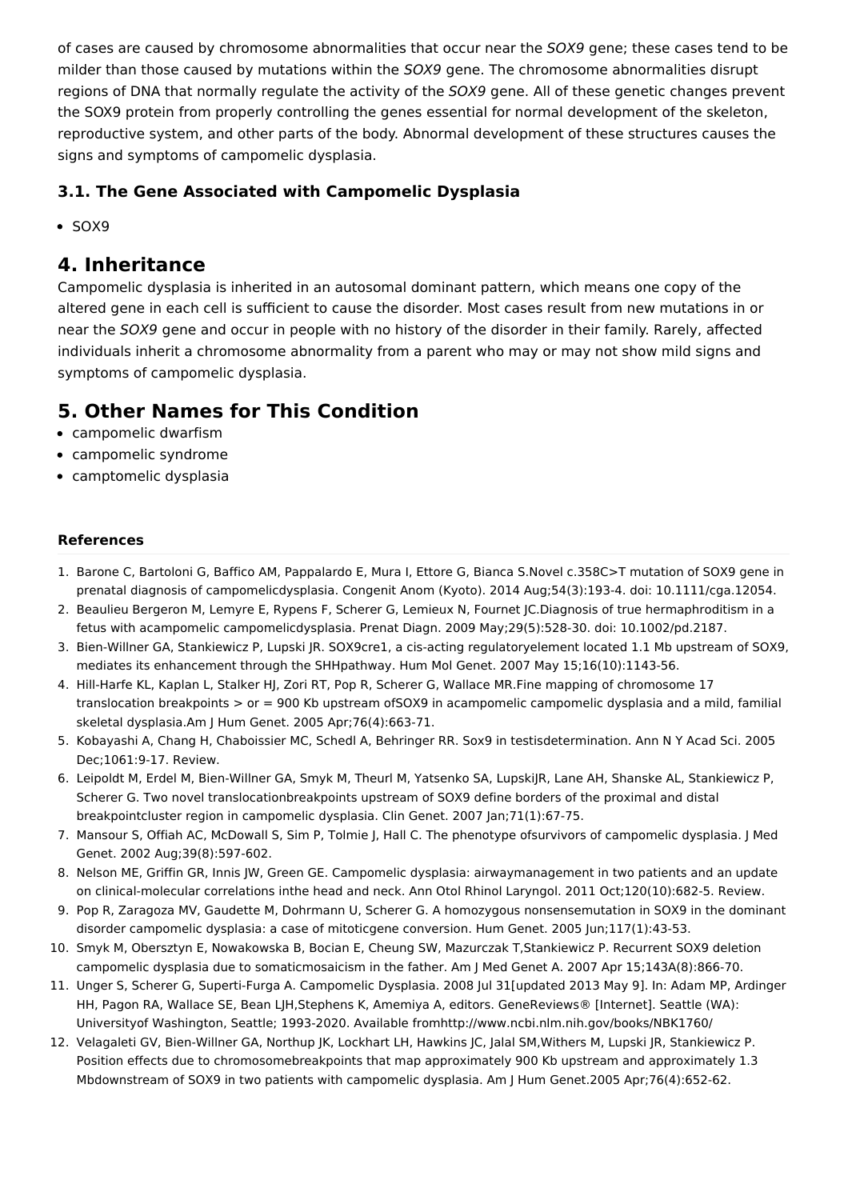of cases are caused by chromosome abnormalities that occur near the *SOX9* gene; these cases tend to be milder than those caused by mutations within the *SOX9* gene. The chromosome abnormalities disrupt regions of DNA that normally regulate the activity of the *SOX9* gene. All of these genetic changes prevent the SOX9 protein from properly controlling the genes essential for normal development of the skeleton, reproductive system, and other parts of the body. Abnormal development of these structures causes the signs and symptoms of campomelic dysplasia.

### 3.1. The Gene Associated with Campomelic Dysplasia

- SOX9

## 4. Inheritance

Campomelic dysplasia is inherited in an autosomal dominant pattern, which means one copy of the altered gene in each cell is sufficient to cause the disorder. Most cases result from new mutations in or near the *SOX9* gene and occur in people with no history of the disorder in their family. Rarely, affected individuals inherit a chromosome abnormality from a parent who may or may not show mild signs and symptoms of campomelic dysplasia.

## 5. Other Names for This Condition

- campomelic dwarfism
- campomelic syndrome
- camptomelic dysplasia

#### References

1. Barone C, Bartoloni G, Baffico AM, Pappalardo E, Mura I, Ettore G, Bianca S.Novel c.358C>T mutation of SOX9 gene in prenatal diagnosis of campomelicdysplasia. Congenit Anom (Kyoto). 2014 Aug;54(3):193-4. doi: 10.1111/cga.12054.
2. Beaulieu Bergeron M, Lemyre E, Rypens F, Scherer G, Lemieux N, Fournet JC.Diagnosis of true hermaphroditism in a fetus with acampomelic campomelicdysplasia. Prenat Diagn. 2009 May;29(5):528-30. doi: 10.1002/pd.2187.
3. Bien-Willner GA, Stankiewicz P, Lupski JR. SOX9cre1, a cis-acting regulatoryelement located 1.1 Mb upstream of SOX9, mediates its enhancement through the SHHpathway. Hum Mol Genet. 2007 May 15;16(10):1143-56.
4. Hill-Harfe KL, Kaplan L, Stalker HJ, Zori RT, Pop R, Scherer G, Wallace MR.Fine mapping of chromosome 17 translocation breakpoints > or = 900 Kb upstream ofSOX9 in acampomelic campomelic dysplasia and a mild, familial skeletal dysplasia.Am J Hum Genet. 2005 Apr;76(4):663-71.
5. Kobayashi A, Chang H, Chaboissier MC, Schedl A, Behringer RR. Sox9 in testisdetermination. Ann N Y Acad Sci. 2005 Dec;1061:9-17. Review.
6. Leipoldt M, Erdel M, Bien-Willner GA, Smyk M, Theurl M, Yatsenko SA, LupskiJR, Lane AH, Shanske AL, Stankiewicz P, Scherer G. Two novel translocationbreakpoints upstream of SOX9 define borders of the proximal and distal breakpointcluster region in campomelic dysplasia. Clin Genet. 2007 Jan;71(1):67-75.
7. Mansour S, Offiah AC, McDowall S, Sim P, Tolmie J, Hall C. The phenotype ofsurvivors of campomelic dysplasia. J Med Genet. 2002 Aug;39(8):597-602.
8. Nelson ME, Griffin GR, Innis JW, Green GE. Campomelic dysplasia: airwaymanagement in two patients and an update on clinical-molecular correlations inthe head and neck. Ann Otol Rhinol Laryngol. 2011 Oct;120(10):682-5. Review.
9. Pop R, Zaragoza MV, Gaudette M, Dohrmann U, Scherer G. A homozygous nonsensemutation in SOX9 in the dominant disorder campomelic dysplasia: a case of mitoticgene conversion. Hum Genet. 2005 Jun;117(1):43-53.
10. Smyk M, Obersztyn E, Nowakowska B, Bocian E, Cheung SW, Mazurczak T,Stankiewicz P. Recurrent SOX9 deletion campomelic dysplasia due to somaticmosaicism in the father. Am J Med Genet A. 2007 Apr 15;143A(8):866-70.
11. Unger S, Scherer G, Superti-Furga A. Campomelic Dysplasia. 2008 Jul 31[updated 2013 May 9]. In: Adam MP, Ardinger HH, Pagon RA, Wallace SE, Bean LJH,Stephens K, Amemiya A, editors. GeneReviews® [Internet]. Seattle (WA): Universityof Washington, Seattle; 1993-2020. Available fromhttp://www.ncbi.nlm.nih.gov/books/NBK1760/
12. Velagaleti GV, Bien-Willner GA, Northup JK, Lockhart LH, Hawkins JC, Jalal SM,Withers M, Lupski JR, Stankiewicz P. Position effects due to chromosomebreakpoints that map approximately 900 Kb upstream and approximately 1.3 Mbdownstream of SOX9 in two patients with campomelic dysplasia. Am J Hum Genet.2005 Apr;76(4):652-62.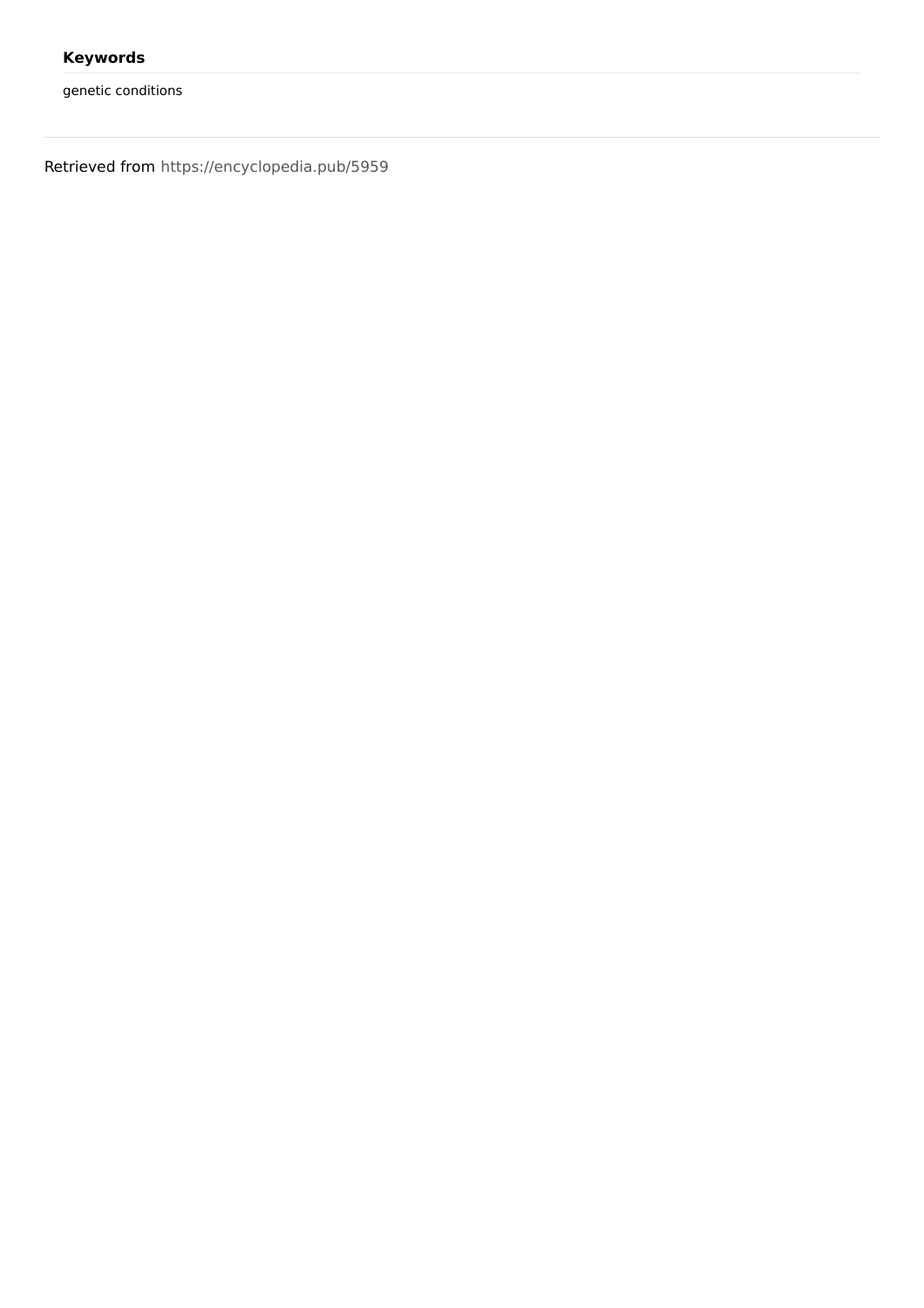### Keywords

genetic conditions

Retrieved from https://encyclopedia.pub/5959